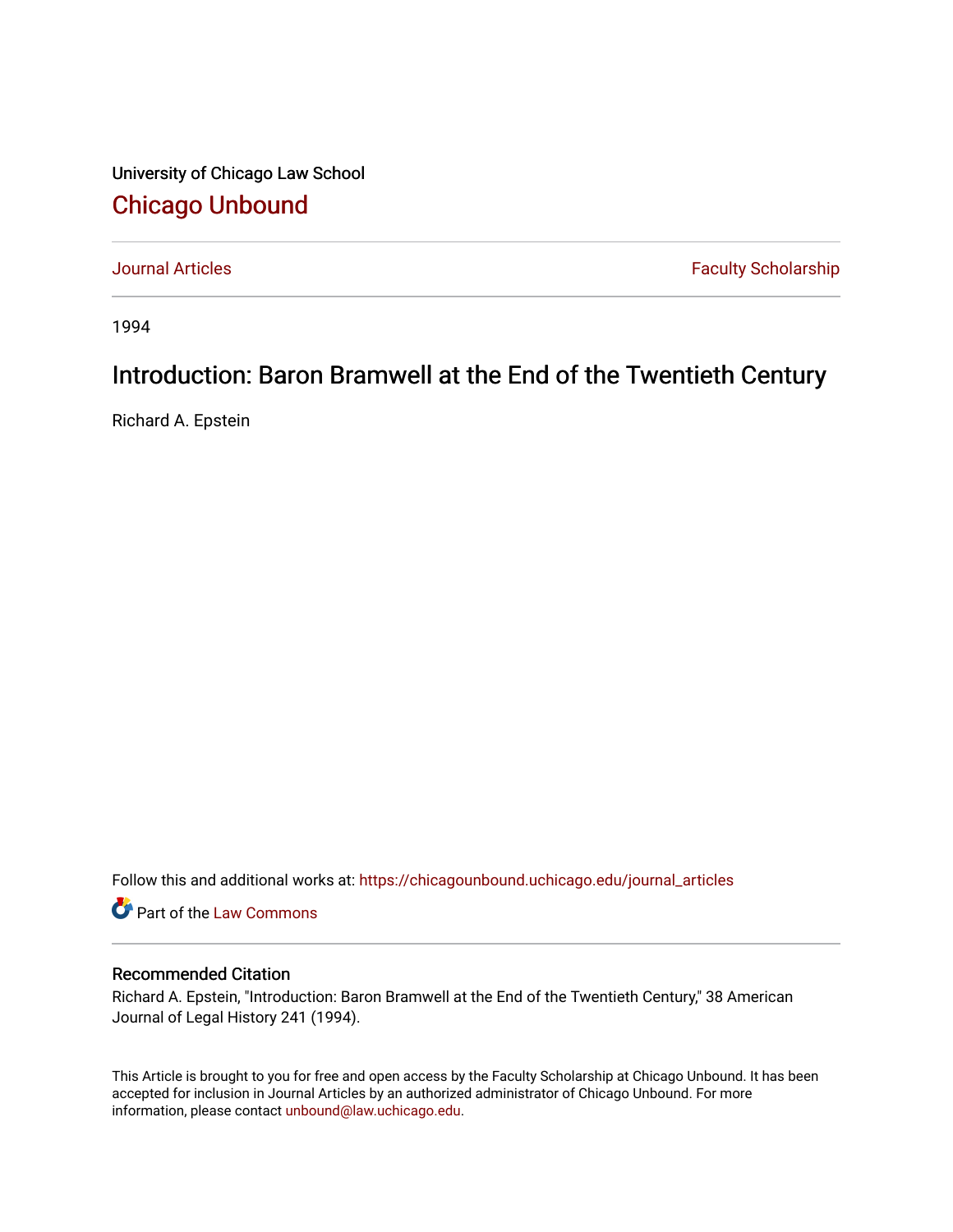University of Chicago Law School

# Chicago Unbound

Journal Articles | Faculty Scholarship

1994

## Introduction: Baron Bramwell at the End of the Twentieth Century

Richard A. Epstein

Follow this and additional works at: https://chicagounbound.uchicago.edu/journal_articles

Part of the Law Commons

### Recommended Citation

Richard A. Epstein, "Introduction: Baron Bramwell at the End of the Twentieth Century," 38 American Journal of Legal History 241 (1994).

This Article is brought to you for free and open access by the Faculty Scholarship at Chicago Unbound. It has been accepted for inclusion in Journal Articles by an authorized administrator of Chicago Unbound. For more information, please contact unbound@law.uchicago.edu.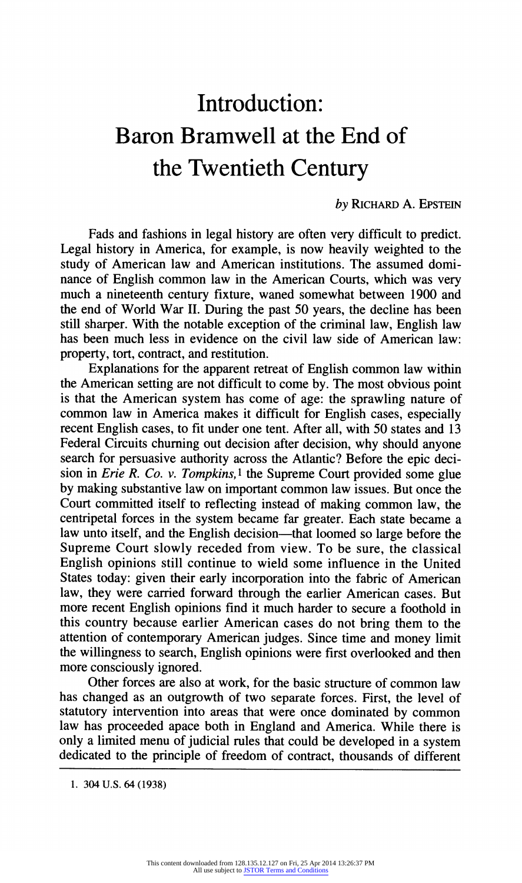# Introduction: Baron Bramwell at the End of the Twentieth Century

*by* RICHARD A. EPSTEIN

Fads and fashions in legal history are often very difficult to predict. Legal history in America, for example, is now heavily weighted to the study of American law and American institutions. The assumed dominance of English common law in the American Courts, which was very much a nineteenth century fixture, waned somewhat between 1900 and the end of World War II. During the past 50 years, the decline has been still sharper. With the notable exception of the criminal law, English law has been much less in evidence on the civil law side of American law: property, tort, contract, and restitution.

Explanations for the apparent retreat of English common law within the American setting are not difficult to come by. The most obvious point is that the American system has come of age: the sprawling nature of common law in America makes it difficult for English cases, especially recent English cases, to fit under one tent. After all, with 50 states and 13 Federal Circuits churning out decision after decision, why should anyone search for persuasive authority across the Atlantic? Before the epic decision in *Erie R. Co. v. Tompkins,*[1] the Supreme Court provided some glue by making substantive law on important common law issues. But once the Court committed itself to reflecting instead of making common law, the centripetal forces in the system became far greater. Each state became a law unto itself, and the English decision—that loomed so large before the Supreme Court slowly receded from view. To be sure, the classical English opinions still continue to wield some influence in the United States today: given their early incorporation into the fabric of American law, they were carried forward through the earlier American cases. But more recent English opinions find it much harder to secure a foothold in this country because earlier American cases do not bring them to the attention of contemporary American judges. Since time and money limit the willingness to search, English opinions were first overlooked and then more consciously ignored.

Other forces are also at work, for the basic structure of common law has changed as an outgrowth of two separate forces. First, the level of statutory intervention into areas that were once dominated by common law has proceeded apace both in England and America. While there is only a limited menu of judicial rules that could be developed in a system dedicated to the principle of freedom of contract, thousands of different

1. 304 U.S. 64 (1938)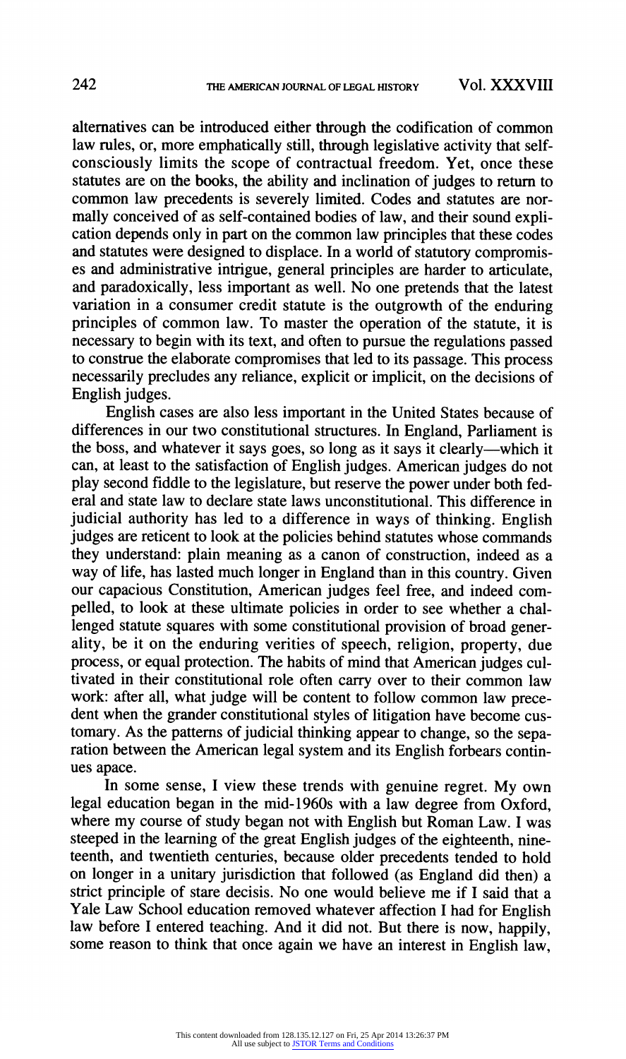alternatives can be introduced either through the codification of common law rules, or, more emphatically still, through legislative activity that self-consciously limits the scope of contractual freedom. Yet, once these statutes are on the books, the ability and inclination of judges to return to common law precedents is severely limited. Codes and statutes are normally conceived of as self-contained bodies of law, and their sound explication depends only in part on the common law principles that these codes and statutes were designed to displace. In a world of statutory compromises and administrative intrigue, general principles are harder to articulate, and paradoxically, less important as well. No one pretends that the latest variation in a consumer credit statute is the outgrowth of the enduring principles of common law. To master the operation of the statute, it is necessary to begin with its text, and often to pursue the regulations passed to construe the elaborate compromises that led to its passage. This process necessarily precludes any reliance, explicit or implicit, on the decisions of English judges.

English cases are also less important in the United States because of differences in our two constitutional structures. In England, Parliament is the boss, and whatever it says goes, so long as it says it clearly—which it can, at least to the satisfaction of English judges. American judges do not play second fiddle to the legislature, but reserve the power under both federal and state law to declare state laws unconstitutional. This difference in judicial authority has led to a difference in ways of thinking. English judges are reticent to look at the policies behind statutes whose commands they understand: plain meaning as a canon of construction, indeed as a way of life, has lasted much longer in England than in this country. Given our capacious Constitution, American judges feel free, and indeed compelled, to look at these ultimate policies in order to see whether a challenged statute squares with some constitutional provision of broad generality, be it on the enduring verities of speech, religion, property, due process, or equal protection. The habits of mind that American judges cultivated in their constitutional role often carry over to their common law work: after all, what judge will be content to follow common law precedent when the grander constitutional styles of litigation have become customary. As the patterns of judicial thinking appear to change, so the separation between the American legal system and its English forbears continues apace.

In some sense, I view these trends with genuine regret. My own legal education began in the mid-1960s with a law degree from Oxford, where my course of study began not with English but Roman Law. I was steeped in the learning of the great English judges of the eighteenth, nineteenth, and twentieth centuries, because older precedents tended to hold on longer in a unitary jurisdiction that followed (as England did then) a strict principle of stare decisis. No one would believe me if I said that a Yale Law School education removed whatever affection I had for English law before I entered teaching. And it did not. But there is now, happily, some reason to think that once again we have an interest in English law,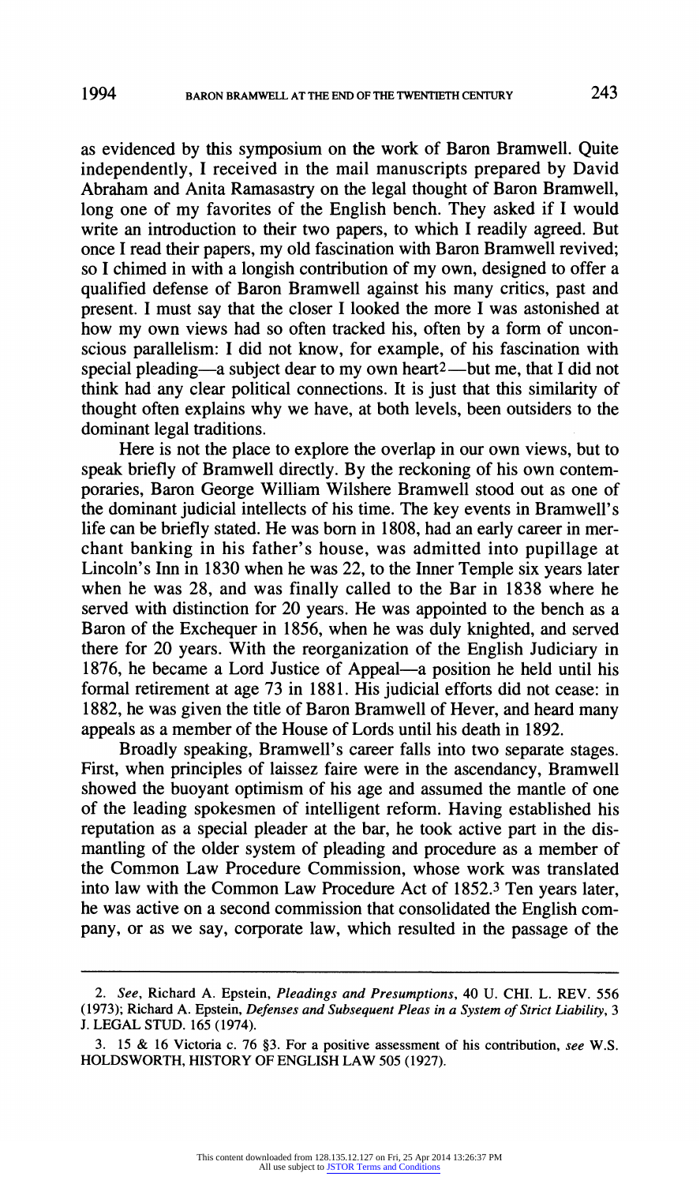as evidenced by this symposium on the work of Baron Bramwell. Quite independently, I received in the mail manuscripts prepared by David Abraham and Anita Ramasastry on the legal thought of Baron Bramwell, long one of my favorites of the English bench. They asked if I would write an introduction to their two papers, to which I readily agreed. But once I read their papers, my old fascination with Baron Bramwell revived; so I chimed in with a longish contribution of my own, designed to offer a qualified defense of Baron Bramwell against his many critics, past and present. I must say that the closer I looked the more I was astonished at how my own views had so often tracked his, often by a form of unconscious parallelism: I did not know, for example, of his fascination with special pleading—a subject dear to my own heart[2]—but me, that I did not think had any clear political connections. It is just that this similarity of thought often explains why we have, at both levels, been outsiders to the dominant legal traditions.

Here is not the place to explore the overlap in our own views, but to speak briefly of Bramwell directly. By the reckoning of his own contemporaries, Baron George William Wilshere Bramwell stood out as one of the dominant judicial intellects of his time. The key events in Bramwell's life can be briefly stated. He was born in 1808, had an early career in merchant banking in his father's house, was admitted into pupillage at Lincoln's Inn in 1830 when he was 22, to the Inner Temple six years later when he was 28, and was finally called to the Bar in 1838 where he served with distinction for 20 years. He was appointed to the bench as a Baron of the Exchequer in 1856, when he was duly knighted, and served there for 20 years. With the reorganization of the English Judiciary in 1876, he became a Lord Justice of Appeal—a position he held until his formal retirement at age 73 in 1881. His judicial efforts did not cease: in 1882, he was given the title of Baron Bramwell of Hever, and heard many appeals as a member of the House of Lords until his death in 1892.

Broadly speaking, Bramwell's career falls into two separate stages. First, when principles of laissez faire were in the ascendancy, Bramwell showed the buoyant optimism of his age and assumed the mantle of one of the leading spokesmen of intelligent reform. Having established his reputation as a special pleader at the bar, he took active part in the dismantling of the older system of pleading and procedure as a member of the Common Law Procedure Commission, whose work was translated into law with the Common Law Procedure Act of 1852.[3] Ten years later, he was active on a second commission that consolidated the English company, or as we say, corporate law, which resulted in the passage of the

---

2. *See*, Richard A. Epstein, *Pleadings and Presumptions*, 40 U. CHI. L. REV. 556 (1973); Richard A. Epstein, *Defenses and Subsequent Pleas in a System of Strict Liability*, 3 J. LEGAL STUD. 165 (1974).

3. 15 & 16 Victoria c. 76 §3. For a positive assessment of his contribution, *see* W.S. HOLDSWORTH, HISTORY OF ENGLISH LAW 505 (1927).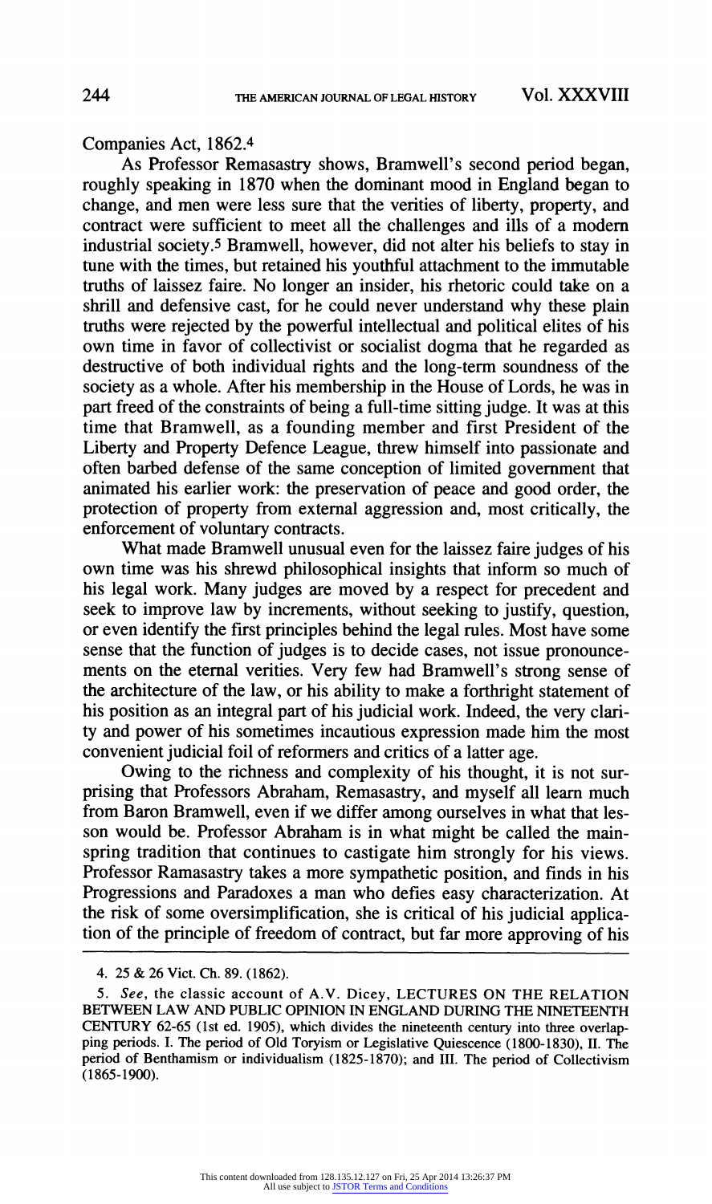Companies Act, 1862.[4]

As Professor Remasastry shows, Bramwell's second period began, roughly speaking in 1870 when the dominant mood in England began to change, and men were less sure that the verities of liberty, property, and contract were sufficient to meet all the challenges and ills of a modern industrial society.[5] Bramwell, however, did not alter his beliefs to stay in tune with the times, but retained his youthful attachment to the immutable truths of laissez faire. No longer an insider, his rhetoric could take on a shrill and defensive cast, for he could never understand why these plain truths were rejected by the powerful intellectual and political elites of his own time in favor of collectivist or socialist dogma that he regarded as destructive of both individual rights and the long-term soundness of the society as a whole. After his membership in the House of Lords, he was in part freed of the constraints of being a full-time sitting judge. It was at this time that Bramwell, as a founding member and first President of the Liberty and Property Defence League, threw himself into passionate and often barbed defense of the same conception of limited government that animated his earlier work: the preservation of peace and good order, the protection of property from external aggression and, most critically, the enforcement of voluntary contracts.

What made Bramwell unusual even for the laissez faire judges of his own time was his shrewd philosophical insights that inform so much of his legal work. Many judges are moved by a respect for precedent and seek to improve law by increments, without seeking to justify, question, or even identify the first principles behind the legal rules. Most have some sense that the function of judges is to decide cases, not issue pronouncements on the eternal verities. Very few had Bramwell's strong sense of the architecture of the law, or his ability to make a forthright statement of his position as an integral part of his judicial work. Indeed, the very clarity and power of his sometimes incautious expression made him the most convenient judicial foil of reformers and critics of a latter age.

Owing to the richness and complexity of his thought, it is not surprising that Professors Abraham, Remasastry, and myself all learn much from Baron Bramwell, even if we differ among ourselves in what that lesson would be. Professor Abraham is in what might be called the mainspring tradition that continues to castigate him strongly for his views. Professor Ramasastry takes a more sympathetic position, and finds in his Progressions and Paradoxes a man who defies easy characterization. At the risk of some oversimplification, she is critical of his judicial application of the principle of freedom of contract, but far more approving of his

---

4. 25 & 26 Vict. Ch. 89. (1862).

5. *See*, the classic account of A.V. Dicey, LECTURES ON THE RELATION BETWEEN LAW AND PUBLIC OPINION IN ENGLAND DURING THE NINETEENTH CENTURY 62-65 (1st ed. 1905), which divides the nineteenth century into three overlapping periods. I. The period of Old Toryism or Legislative Quiescence (1800-1830), II. The period of Benthamism or individualism (1825-1870); and III. The period of Collectivism (1865-1900).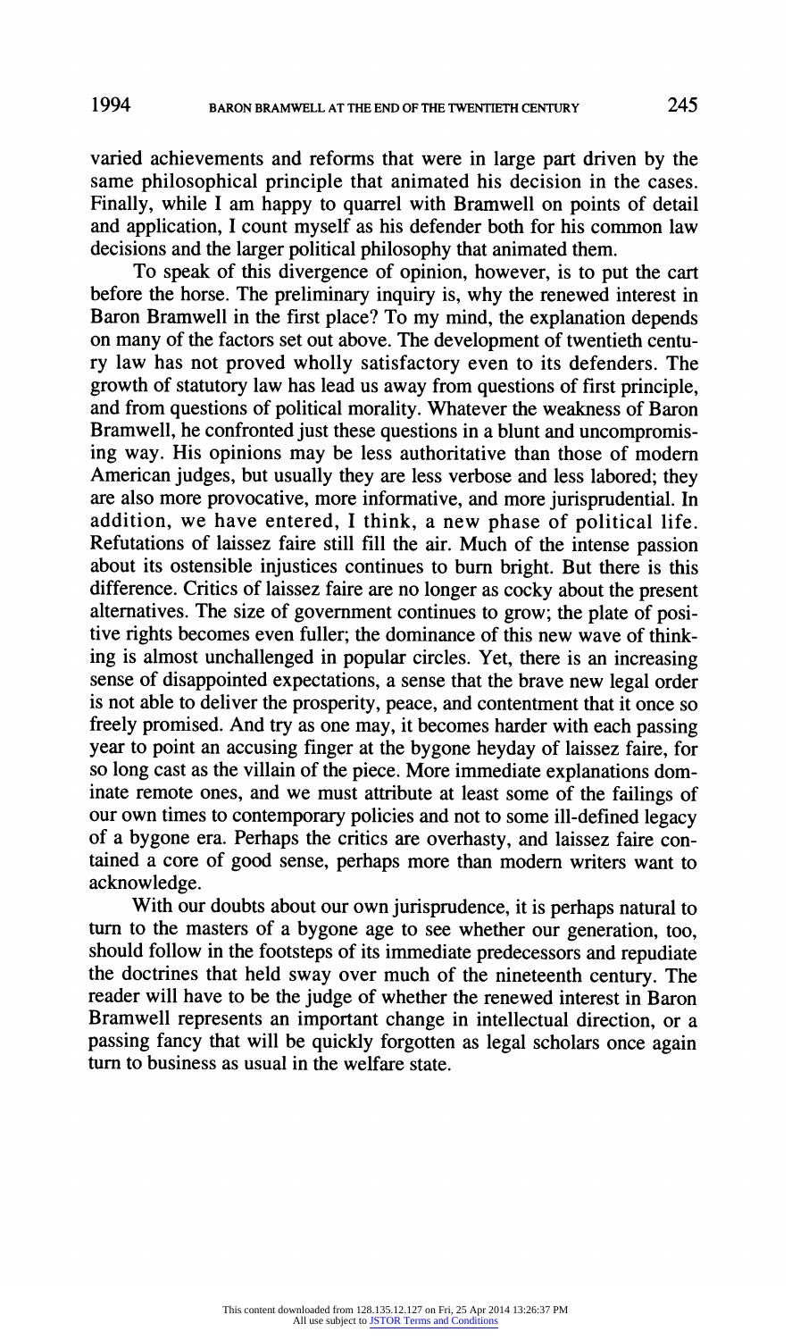varied achievements and reforms that were in large part driven by the same philosophical principle that animated his decision in the cases. Finally, while I am happy to quarrel with Bramwell on points of detail and application, I count myself as his defender both for his common law decisions and the larger political philosophy that animated them.

To speak of this divergence of opinion, however, is to put the cart before the horse. The preliminary inquiry is, why the renewed interest in Baron Bramwell in the first place? To my mind, the explanation depends on many of the factors set out above. The development of twentieth century law has not proved wholly satisfactory even to its defenders. The growth of statutory law has lead us away from questions of first principle, and from questions of political morality. Whatever the weakness of Baron Bramwell, he confronted just these questions in a blunt and uncompromising way. His opinions may be less authoritative than those of modern American judges, but usually they are less verbose and less labored; they are also more provocative, more informative, and more jurisprudential. In addition, we have entered, I think, a new phase of political life. Refutations of laissez faire still fill the air. Much of the intense passion about its ostensible injustices continues to burn bright. But there is this difference. Critics of laissez faire are no longer as cocky about the present alternatives. The size of government continues to grow; the plate of positive rights becomes even fuller; the dominance of this new wave of thinking is almost unchallenged in popular circles. Yet, there is an increasing sense of disappointed expectations, a sense that the brave new legal order is not able to deliver the prosperity, peace, and contentment that it once so freely promised. And try as one may, it becomes harder with each passing year to point an accusing finger at the bygone heyday of laissez faire, for so long cast as the villain of the piece. More immediate explanations dominate remote ones, and we must attribute at least some of the failings of our own times to contemporary policies and not to some ill-defined legacy of a bygone era. Perhaps the critics are overhasty, and laissez faire contained a core of good sense, perhaps more than modern writers want to acknowledge.

With our doubts about our own jurisprudence, it is perhaps natural to turn to the masters of a bygone age to see whether our generation, too, should follow in the footsteps of its immediate predecessors and repudiate the doctrines that held sway over much of the nineteenth century. The reader will have to be the judge of whether the renewed interest in Baron Bramwell represents an important change in intellectual direction, or a passing fancy that will be quickly forgotten as legal scholars once again turn to business as usual in the welfare state.